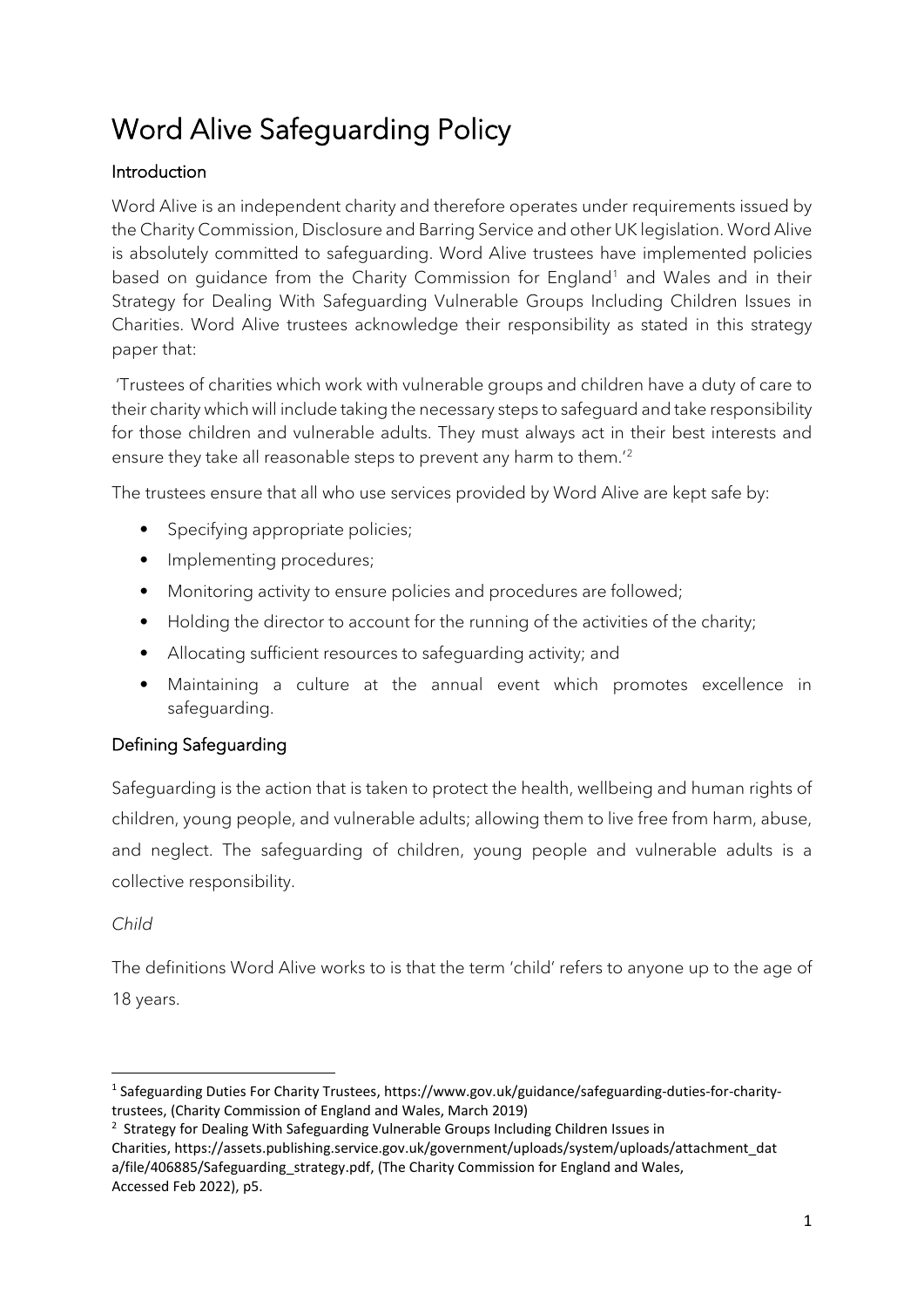# Word Alive Safeguarding Policy

## Introduction

Word Alive is an independent charity and therefore operates under requirements issued by the Charity Commission, Disclosure and Barring Service and other UK legislation. Word Alive is absolutely committed to safeguarding. Word Alive trustees have implemented policies based on guidance from the Charity Commission for England[1] and Wales and in their Strategy for Dealing With Safeguarding Vulnerable Groups Including Children Issues in Charities. Word Alive trustees acknowledge their responsibility as stated in this strategy paper that:

'Trustees of charities which work with vulnerable groups and children have a duty of care to their charity which will include taking the necessary steps to safeguard and take responsibility for those children and vulnerable adults. They must always act in their best interests and ensure they take all reasonable steps to prevent any harm to them.'[2]

The trustees ensure that all who use services provided by Word Alive are kept safe by:

- Specifying appropriate policies;
- Implementing procedures;
- Monitoring activity to ensure policies and procedures are followed;
- Holding the director to account for the running of the activities of the charity;
- Allocating sufficient resources to safeguarding activity; and
- Maintaining a culture at the annual event which promotes excellence in safeguarding.

## Defining Safeguarding

Safeguarding is the action that is taken to protect the health, wellbeing and human rights of children, young people, and vulnerable adults; allowing them to live free from harm, abuse, and neglect. The safeguarding of children, young people and vulnerable adults is a collective responsibility.

*Child*

The definitions Word Alive works to is that the term 'child' refers to anyone up to the age of 18 years.

---

[1] Safeguarding Duties For Charity Trustees, https://www.gov.uk/guidance/safeguarding-duties-for-charity-trustees, (Charity Commission of England and Wales, March 2019)

[2] Strategy for Dealing With Safeguarding Vulnerable Groups Including Children Issues in Charities, https://assets.publishing.service.gov.uk/government/uploads/system/uploads/attachment_data/file/406885/Safeguarding_strategy.pdf, (The Charity Commission for England and Wales, Accessed Feb 2022), p5.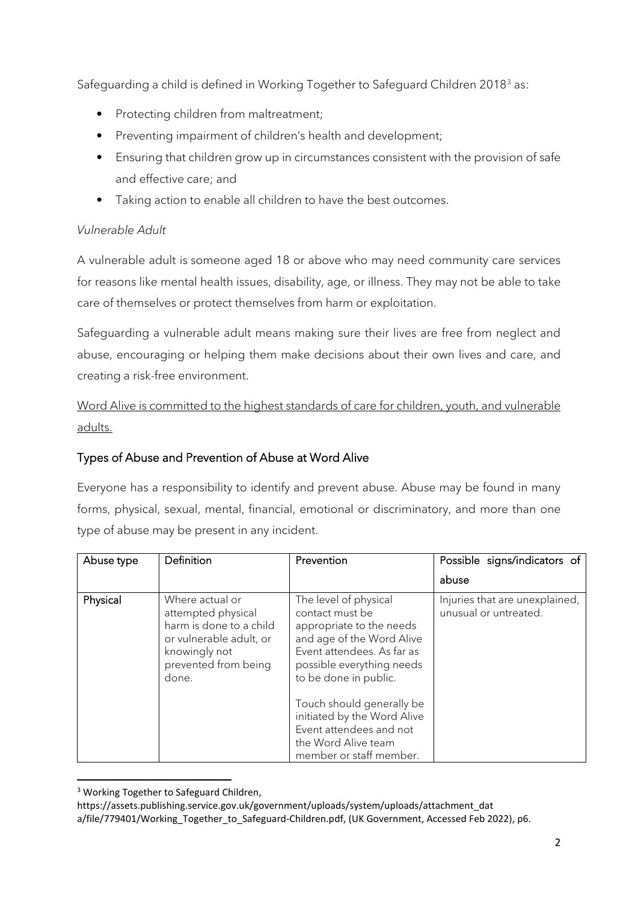Safeguarding a child is defined in Working Together to Safeguard Children 2018[3] as:

- Protecting children from maltreatment;
- Preventing impairment of children's health and development;
- Ensuring that children grow up in circumstances consistent with the provision of safe and effective care; and
- Taking action to enable all children to have the best outcomes.

*Vulnerable Adult*

A vulnerable adult is someone aged 18 or above who may need community care services for reasons like mental health issues, disability, age, or illness. They may not be able to take care of themselves or protect themselves from harm or exploitation.

Safeguarding a vulnerable adult means making sure their lives are free from neglect and abuse, encouraging or helping them make decisions about their own lives and care, and creating a risk-free environment.

<u>Word Alive is committed to the highest standards of care for children, youth, and vulnerable adults.</u>

## Types of Abuse and Prevention of Abuse at Word Alive

Everyone has a responsibility to identify and prevent abuse. Abuse may be found in many forms, physical, sexual, mental, financial, emotional or discriminatory, and more than one type of abuse may be present in any incident.

| Abuse type | Definition | Prevention | Possible signs/indicators of abuse |
|---|---|---|---|
| **Physical** | Where actual or attempted physical harm is done to a child or vulnerable adult, or knowingly not prevented from being done. | The level of physical contact must be appropriate to the needs and age of the Word Alive Event attendees. As far as possible everything needs to be done in public.<br><br>Touch should generally be initiated by the Word Alive Event attendees and not the Word Alive team member or staff member. | Injuries that are unexplained, unusual or untreated. |

[3] Working Together to Safeguard Children, https://assets.publishing.service.gov.uk/government/uploads/system/uploads/attachment_data/file/779401/Working_Together_to_Safeguard-Children.pdf, (UK Government, Accessed Feb 2022), p6.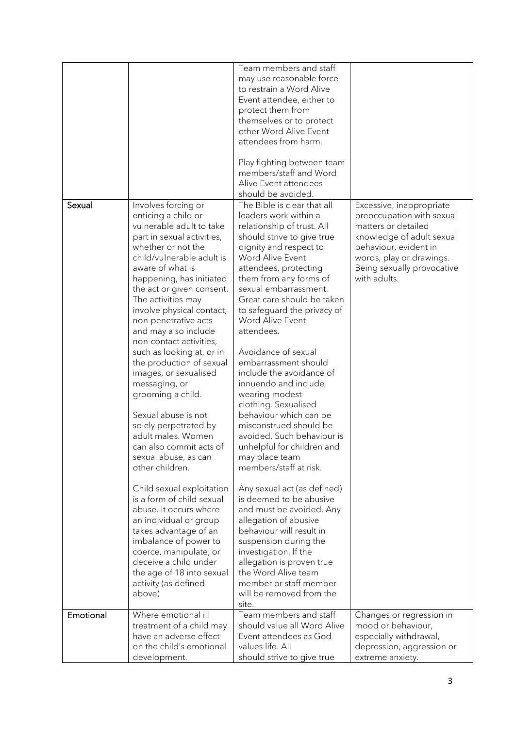| | | | |
|---|---|---|---|
| | | Team members and staff may use reasonable force to restrain a Word Alive Event attendee, either to protect them from themselves or to protect other Word Alive Event attendees from harm.<br><br>Play fighting between team members/staff and Word Alive Event attendees should be avoided. | |
| **Sexual** | Involves forcing or enticing a child or vulnerable adult to take part in sexual activities, whether or not the child/vulnerable adult is aware of what is happening, has initiated the act or given consent. The activities may involve physical contact, non-penetrative acts and may also include non-contact activities, such as looking at, or in the production of sexual images, or sexualised messaging, or grooming a child.<br><br>Sexual abuse is not solely perpetrated by adult males. Women can also commit acts of sexual abuse, as can other children.<br><br>Child sexual exploitation is a form of child sexual abuse. It occurs where an individual or group takes advantage of an imbalance of power to coerce, manipulate, or deceive a child under the age of 18 into sexual activity (as defined above) | The Bible is clear that all leaders work within a relationship of trust. All should strive to give true dignity and respect to Word Alive Event attendees, protecting them from any forms of sexual embarrassment. Great care should be taken to safeguard the privacy of Word Alive Event attendees.<br><br>Avoidance of sexual embarrassment should include the avoidance of innuendo and include wearing modest clothing. Sexualised behaviour which can be misconstrued should be avoided. Such behaviour is unhelpful for children and may place team members/staff at risk.<br><br>Any sexual act (as defined) is deemed to be abusive and must be avoided. Any allegation of abusive behaviour will result in suspension during the investigation. If the allegation is proven true the Word Alive team member or staff member will be removed from the site. | Excessive, inappropriate preoccupation with sexual matters or detailed knowledge of adult sexual behaviour, evident in words, play or drawings. Being sexually provocative with adults. |
| **Emotional** | Where emotional ill treatment of a child may have an adverse effect on the child's emotional development. | Team members and staff should value all Word Alive Event attendees as God values life. All should strive to give true | Changes or regression in mood or behaviour, especially withdrawal, depression, aggression or extreme anxiety. |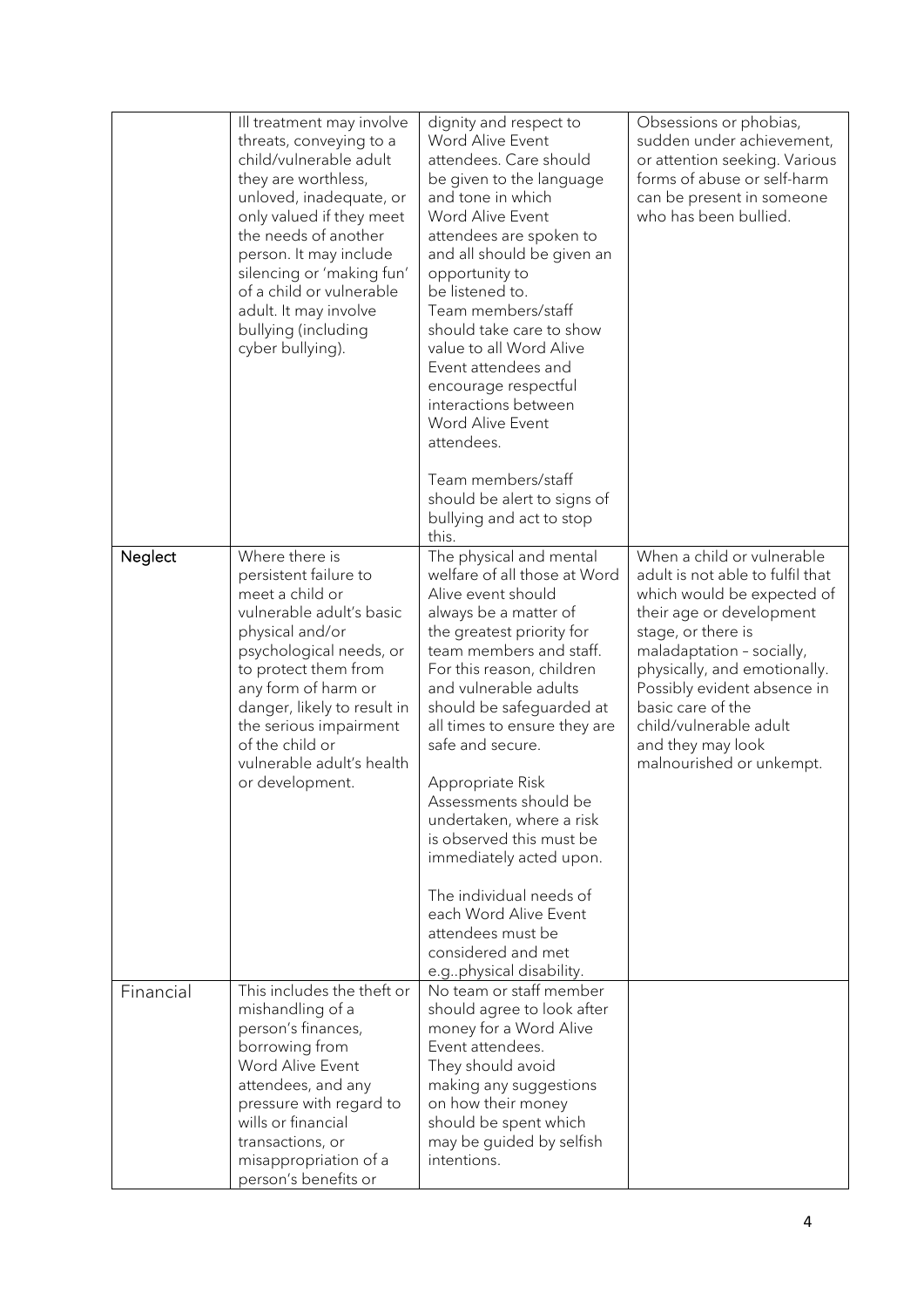| | | | |
|---|---|---|---|
| | Ill treatment may involve threats, conveying to a child/vulnerable adult they are worthless, unloved, inadequate, or only valued if they meet the needs of another person. It may include silencing or 'making fun' of a child or vulnerable adult. It may involve bullying (including cyber bullying). | dignity and respect to Word Alive Event attendees. Care should be given to the language and tone in which Word Alive Event attendees are spoken to and all should be given an opportunity to be listened to. Team members/staff should take care to show value to all Word Alive Event attendees and encourage respectful interactions between Word Alive Event attendees.<br><br>Team members/staff should be alert to signs of bullying and act to stop this. | Obsessions or phobias, sudden under achievement, or attention seeking. Various forms of abuse or self-harm can be present in someone who has been bullied. |
| **Neglect** | Where there is persistent failure to meet a child or vulnerable adult's basic physical and/or psychological needs, or to protect them from any form of harm or danger, likely to result in the serious impairment of the child or vulnerable adult's health or development. | The physical and mental welfare of all those at Word Alive event should always be a matter of the greatest priority for team members and staff. For this reason, children and vulnerable adults should be safeguarded at all times to ensure they are safe and secure.<br><br>Appropriate Risk Assessments should be undertaken, where a risk is observed this must be immediately acted upon.<br><br>The individual needs of each Word Alive Event attendees must be considered and met e.g..physical disability. | When a child or vulnerable adult is not able to fulfil that which would be expected of their age or development stage, or there is maladaptation – socially, physically, and emotionally. Possibly evident absence in basic care of the child/vulnerable adult and they may look malnourished or unkempt. |
| Financial | This includes the theft or mishandling of a person's finances, borrowing from Word Alive Event attendees, and any pressure with regard to wills or financial transactions, or misappropriation of a person's benefits or | No team or staff member should agree to look after money for a Word Alive Event attendees. They should avoid making any suggestions on how their money should be spent which may be guided by selfish intentions. | |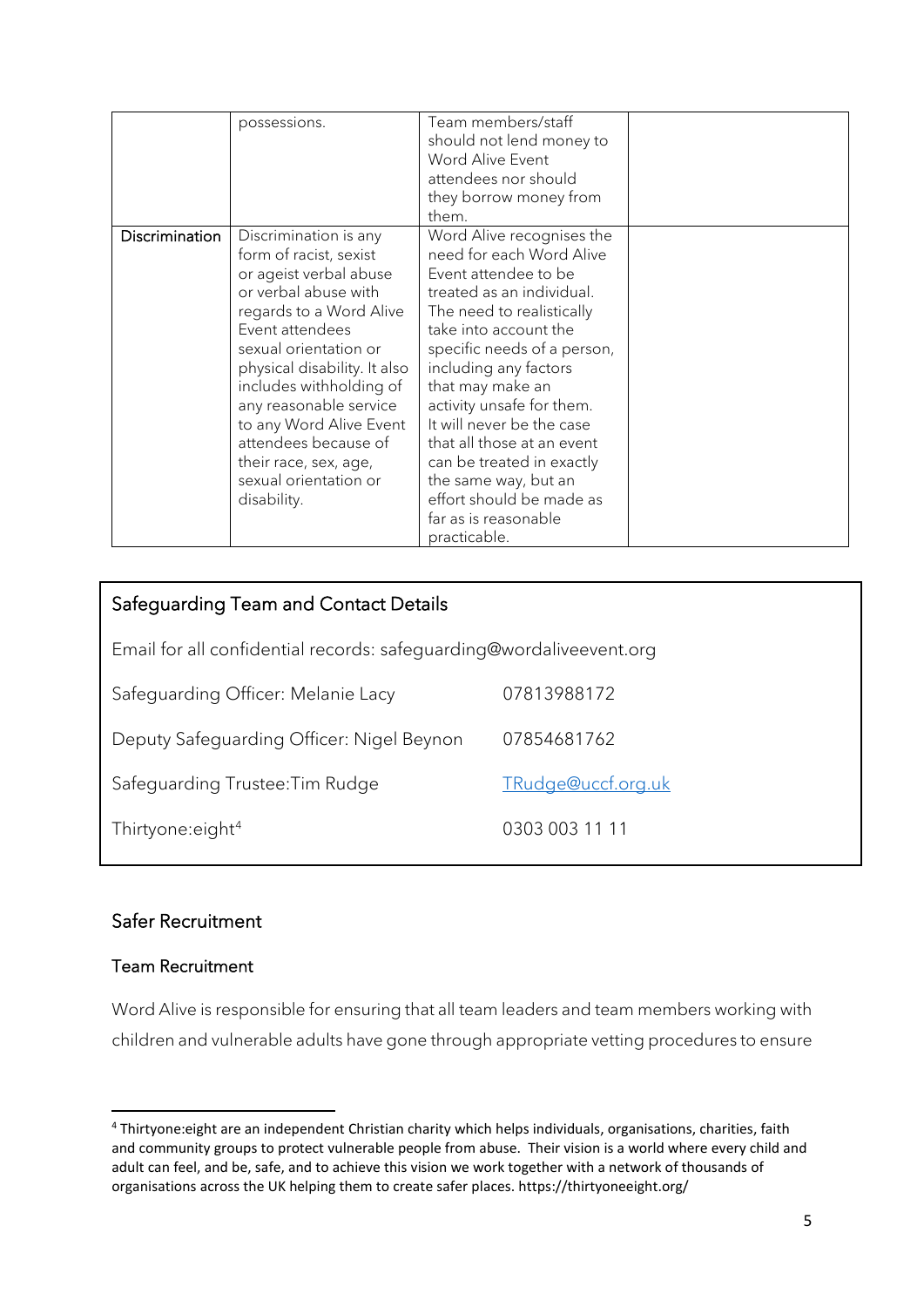| | | | |
|---|---|---|---|
| | possessions. | Team members/staff should not lend money to Word Alive Event attendees nor should they borrow money from them. | |
| Discrimination | Discrimination is any form of racist, sexist or ageist verbal abuse or verbal abuse with regards to a Word Alive Event attendees sexual orientation or physical disability. It also includes withholding of any reasonable service to any Word Alive Event attendees because of their race, sex, age, sexual orientation or disability. | Word Alive recognises the need for each Word Alive Event attendee to be treated as an individual. The need to realistically take into account the specific needs of a person, including any factors that may make an activity unsafe for them. It will never be the case that all those at an event can be treated in exactly the same way, but an effort should be made as far as is reasonable practicable. | |

## Safeguarding Team and Contact Details

Email for all confidential records: safeguarding@wordaliveevent.org

| | |
|---|---|
| Safeguarding Officer: Melanie Lacy | 07813988172 |
| Deputy Safeguarding Officer: Nigel Beynon | 07854681762 |
| Safeguarding Trustee:Tim Rudge | TRudge@uccf.org.uk |
| Thirtyone:eight[4] | 0303 003 11 11 |

## Safer Recruitment

### Team Recruitment

Word Alive is responsible for ensuring that all team leaders and team members working with children and vulnerable adults have gone through appropriate vetting procedures to ensure

[4] Thirtyone:eight are an independent Christian charity which helps individuals, organisations, charities, faith and community groups to protect vulnerable people from abuse. Their vision is a world where every child and adult can feel, and be, safe, and to achieve this vision we work together with a network of thousands of organisations across the UK helping them to create safer places. https://thirtyoneeight.org/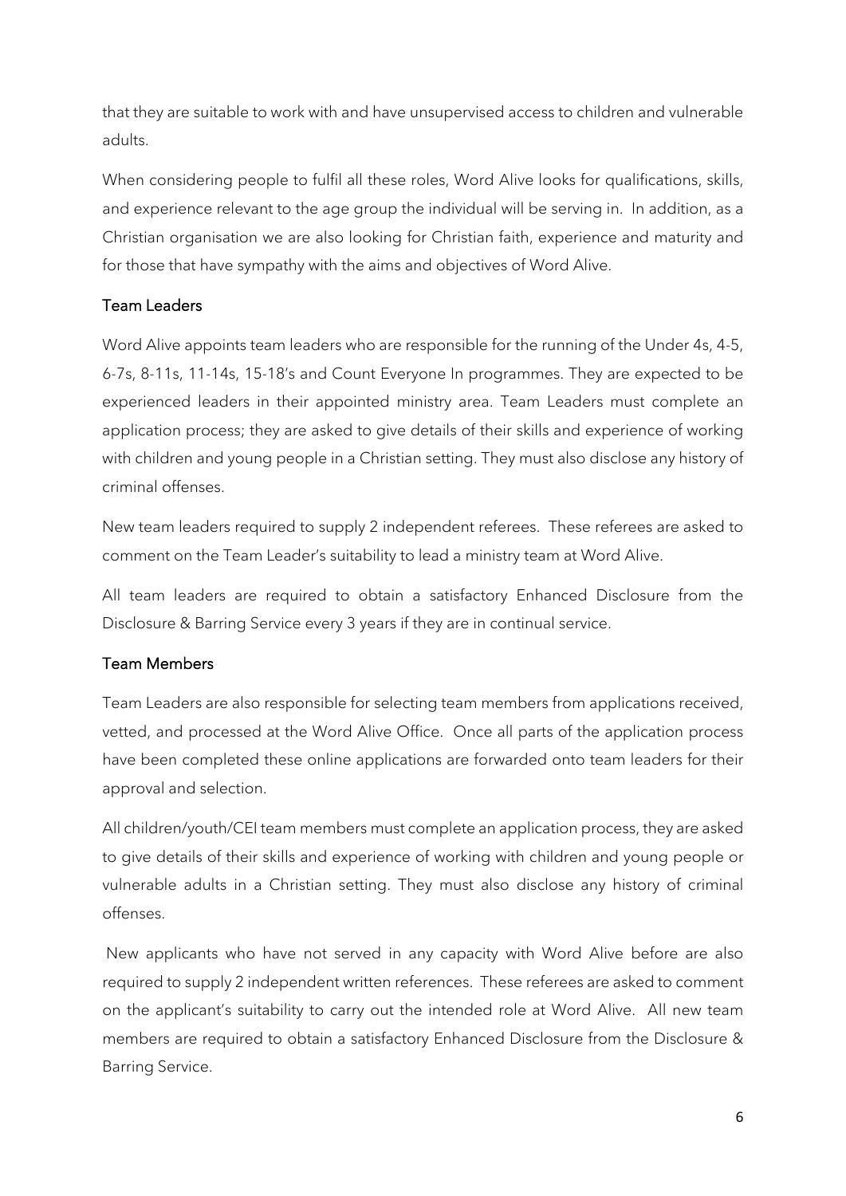that they are suitable to work with and have unsupervised access to children and vulnerable adults.

When considering people to fulfil all these roles, Word Alive looks for qualifications, skills, and experience relevant to the age group the individual will be serving in. In addition, as a Christian organisation we are also looking for Christian faith, experience and maturity and for those that have sympathy with the aims and objectives of Word Alive.

### Team Leaders

Word Alive appoints team leaders who are responsible for the running of the Under 4s, 4-5, 6-7s, 8-11s, 11-14s, 15-18's and Count Everyone In programmes. They are expected to be experienced leaders in their appointed ministry area. Team Leaders must complete an application process; they are asked to give details of their skills and experience of working with children and young people in a Christian setting. They must also disclose any history of criminal offenses.

New team leaders required to supply 2 independent referees. These referees are asked to comment on the Team Leader's suitability to lead a ministry team at Word Alive.

All team leaders are required to obtain a satisfactory Enhanced Disclosure from the Disclosure & Barring Service every 3 years if they are in continual service.

### Team Members

Team Leaders are also responsible for selecting team members from applications received, vetted, and processed at the Word Alive Office. Once all parts of the application process have been completed these online applications are forwarded onto team leaders for their approval and selection.

All children/youth/CEI team members must complete an application process, they are asked to give details of their skills and experience of working with children and young people or vulnerable adults in a Christian setting. They must also disclose any history of criminal offenses.

New applicants who have not served in any capacity with Word Alive before are also required to supply 2 independent written references. These referees are asked to comment on the applicant's suitability to carry out the intended role at Word Alive. All new team members are required to obtain a satisfactory Enhanced Disclosure from the Disclosure & Barring Service.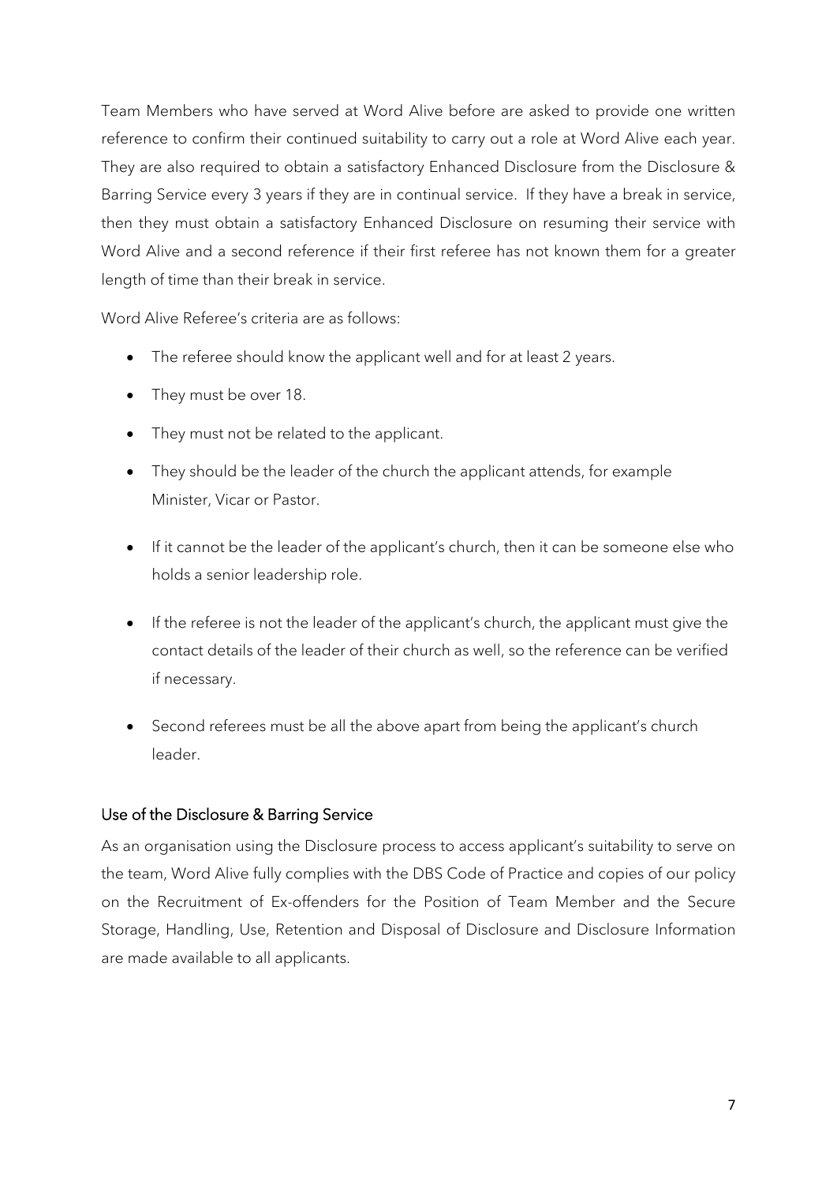Team Members who have served at Word Alive before are asked to provide one written reference to confirm their continued suitability to carry out a role at Word Alive each year. They are also required to obtain a satisfactory Enhanced Disclosure from the Disclosure & Barring Service every 3 years if they are in continual service. If they have a break in service, then they must obtain a satisfactory Enhanced Disclosure on resuming their service with Word Alive and a second reference if their first referee has not known them for a greater length of time than their break in service.

Word Alive Referee's criteria are as follows:

- The referee should know the applicant well and for at least 2 years.
- They must be over 18.
- They must not be related to the applicant.
- They should be the leader of the church the applicant attends, for example Minister, Vicar or Pastor.
- If it cannot be the leader of the applicant's church, then it can be someone else who holds a senior leadership role.
- If the referee is not the leader of the applicant's church, the applicant must give the contact details of the leader of their church as well, so the reference can be verified if necessary.
- Second referees must be all the above apart from being the applicant's church leader.

### Use of the Disclosure & Barring Service

As an organisation using the Disclosure process to access applicant's suitability to serve on the team, Word Alive fully complies with the DBS Code of Practice and copies of our policy on the Recruitment of Ex-offenders for the Position of Team Member and the Secure Storage, Handling, Use, Retention and Disposal of Disclosure and Disclosure Information are made available to all applicants.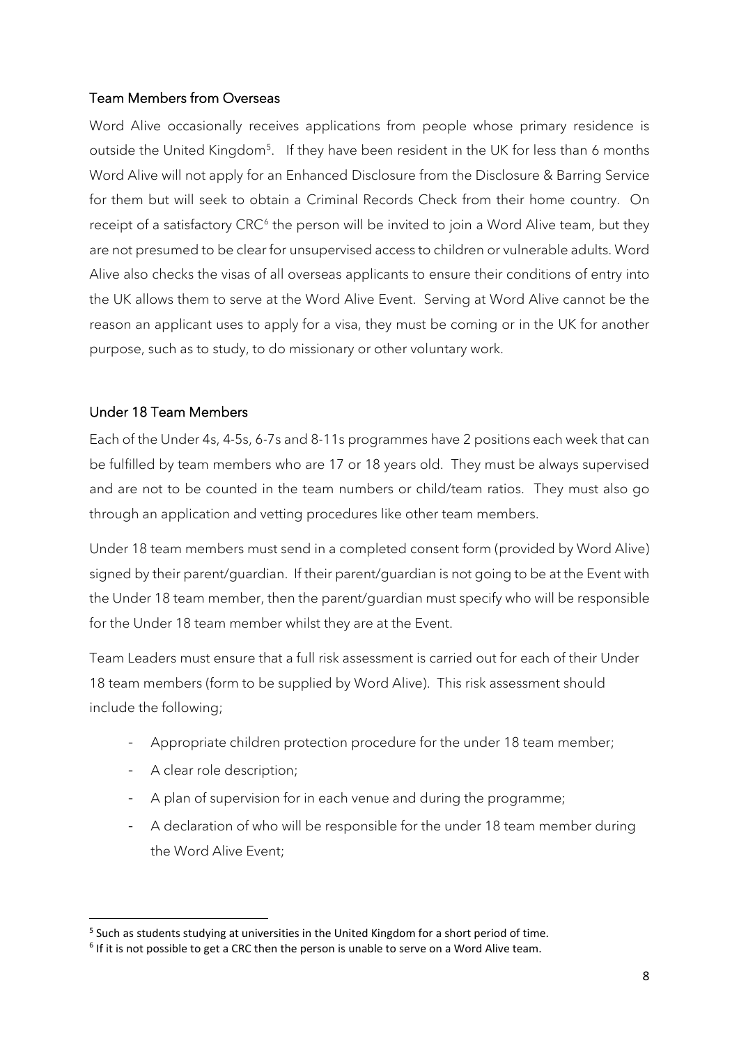## Team Members from Overseas

Word Alive occasionally receives applications from people whose primary residence is outside the United Kingdom[5]. If they have been resident in the UK for less than 6 months Word Alive will not apply for an Enhanced Disclosure from the Disclosure & Barring Service for them but will seek to obtain a Criminal Records Check from their home country. On receipt of a satisfactory CRC[6] the person will be invited to join a Word Alive team, but they are not presumed to be clear for unsupervised access to children or vulnerable adults. Word Alive also checks the visas of all overseas applicants to ensure their conditions of entry into the UK allows them to serve at the Word Alive Event. Serving at Word Alive cannot be the reason an applicant uses to apply for a visa, they must be coming or in the UK for another purpose, such as to study, to do missionary or other voluntary work.

## Under 18 Team Members

Each of the Under 4s, 4-5s, 6-7s and 8-11s programmes have 2 positions each week that can be fulfilled by team members who are 17 or 18 years old. They must be always supervised and are not to be counted in the team numbers or child/team ratios. They must also go through an application and vetting procedures like other team members.

Under 18 team members must send in a completed consent form (provided by Word Alive) signed by their parent/guardian. If their parent/guardian is not going to be at the Event with the Under 18 team member, then the parent/guardian must specify who will be responsible for the Under 18 team member whilst they are at the Event.

Team Leaders must ensure that a full risk assessment is carried out for each of their Under 18 team members (form to be supplied by Word Alive). This risk assessment should include the following;

- Appropriate children protection procedure for the under 18 team member;
- A clear role description;
- A plan of supervision for in each venue and during the programme;
- A declaration of who will be responsible for the under 18 team member during the Word Alive Event;

[5] Such as students studying at universities in the United Kingdom for a short period of time.

[6] If it is not possible to get a CRC then the person is unable to serve on a Word Alive team.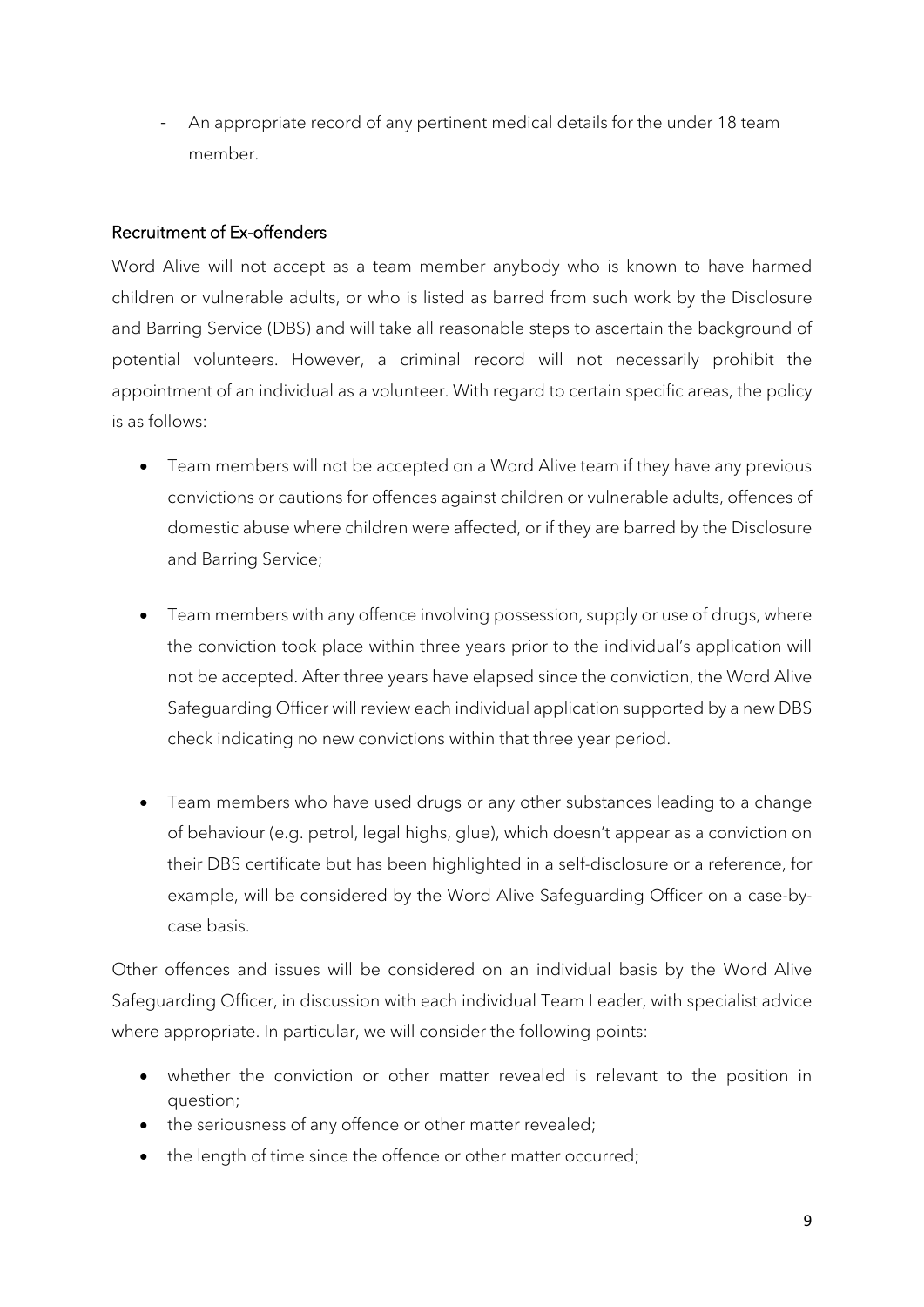- An appropriate record of any pertinent medical details for the under 18 team member.

### Recruitment of Ex-offenders

Word Alive will not accept as a team member anybody who is known to have harmed children or vulnerable adults, or who is listed as barred from such work by the Disclosure and Barring Service (DBS) and will take all reasonable steps to ascertain the background of potential volunteers. However, a criminal record will not necessarily prohibit the appointment of an individual as a volunteer. With regard to certain specific areas, the policy is as follows:

- Team members will not be accepted on a Word Alive team if they have any previous convictions or cautions for offences against children or vulnerable adults, offences of domestic abuse where children were affected, or if they are barred by the Disclosure and Barring Service;

- Team members with any offence involving possession, supply or use of drugs, where the conviction took place within three years prior to the individual's application will not be accepted. After three years have elapsed since the conviction, the Word Alive Safeguarding Officer will review each individual application supported by a new DBS check indicating no new convictions within that three year period.

- Team members who have used drugs or any other substances leading to a change of behaviour (e.g. petrol, legal highs, glue), which doesn't appear as a conviction on their DBS certificate but has been highlighted in a self-disclosure or a reference, for example, will be considered by the Word Alive Safeguarding Officer on a case-by-case basis.

Other offences and issues will be considered on an individual basis by the Word Alive Safeguarding Officer, in discussion with each individual Team Leader, with specialist advice where appropriate. In particular, we will consider the following points:

- whether the conviction or other matter revealed is relevant to the position in question;
- the seriousness of any offence or other matter revealed;
- the length of time since the offence or other matter occurred;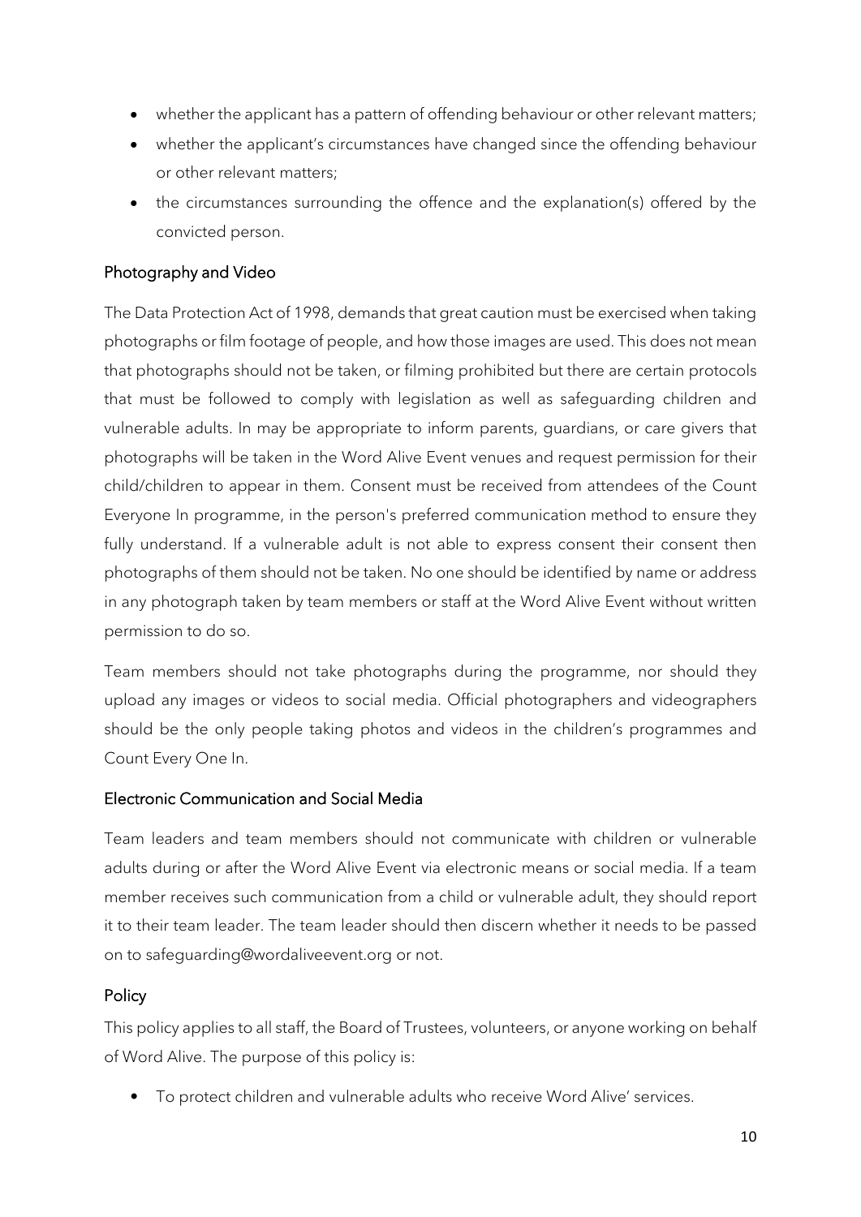- whether the applicant has a pattern of offending behaviour or other relevant matters;
- whether the applicant's circumstances have changed since the offending behaviour or other relevant matters;
- the circumstances surrounding the offence and the explanation(s) offered by the convicted person.

## Photography and Video

The Data Protection Act of 1998, demands that great caution must be exercised when taking photographs or film footage of people, and how those images are used. This does not mean that photographs should not be taken, or filming prohibited but there are certain protocols that must be followed to comply with legislation as well as safeguarding children and vulnerable adults. In may be appropriate to inform parents, guardians, or care givers that photographs will be taken in the Word Alive Event venues and request permission for their child/children to appear in them. Consent must be received from attendees of the Count Everyone In programme, in the person's preferred communication method to ensure they fully understand. If a vulnerable adult is not able to express consent their consent then photographs of them should not be taken. No one should be identified by name or address in any photograph taken by team members or staff at the Word Alive Event without written permission to do so.

Team members should not take photographs during the programme, nor should they upload any images or videos to social media. Official photographers and videographers should be the only people taking photos and videos in the children's programmes and Count Every One In.

## Electronic Communication and Social Media

Team leaders and team members should not communicate with children or vulnerable adults during or after the Word Alive Event via electronic means or social media. If a team member receives such communication from a child or vulnerable adult, they should report it to their team leader. The team leader should then discern whether it needs to be passed on to safeguarding@wordaliveevent.org or not.

## Policy

This policy applies to all staff, the Board of Trustees, volunteers, or anyone working on behalf of Word Alive. The purpose of this policy is:

- To protect children and vulnerable adults who receive Word Alive' services.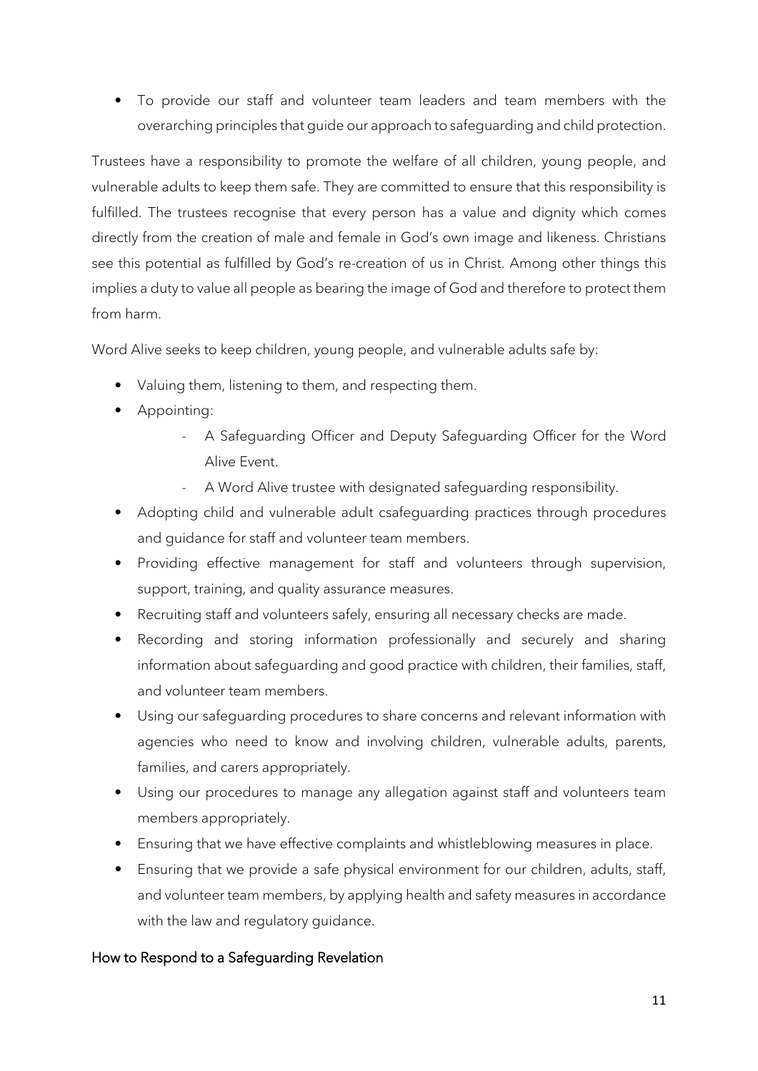- To provide our staff and volunteer team leaders and team members with the overarching principles that guide our approach to safeguarding and child protection.

Trustees have a responsibility to promote the welfare of all children, young people, and vulnerable adults to keep them safe. They are committed to ensure that this responsibility is fulfilled. The trustees recognise that every person has a value and dignity which comes directly from the creation of male and female in God's own image and likeness. Christians see this potential as fulfilled by God's re-creation of us in Christ. Among other things this implies a duty to value all people as bearing the image of God and therefore to protect them from harm.

Word Alive seeks to keep children, young people, and vulnerable adults safe by:

- Valuing them, listening to them, and respecting them.
- Appointing:
  - A Safeguarding Officer and Deputy Safeguarding Officer for the Word Alive Event.
  - A Word Alive trustee with designated safeguarding responsibility.
- Adopting child and vulnerable adult csafeguarding practices through procedures and guidance for staff and volunteer team members.
- Providing effective management for staff and volunteers through supervision, support, training, and quality assurance measures.
- Recruiting staff and volunteers safely, ensuring all necessary checks are made.
- Recording and storing information professionally and securely and sharing information about safeguarding and good practice with children, their families, staff, and volunteer team members.
- Using our safeguarding procedures to share concerns and relevant information with agencies who need to know and involving children, vulnerable adults, parents, families, and carers appropriately.
- Using our procedures to manage any allegation against staff and volunteers team members appropriately.
- Ensuring that we have effective complaints and whistleblowing measures in place.
- Ensuring that we provide a safe physical environment for our children, adults, staff, and volunteer team members, by applying health and safety measures in accordance with the law and regulatory guidance.

## How to Respond to a Safeguarding Revelation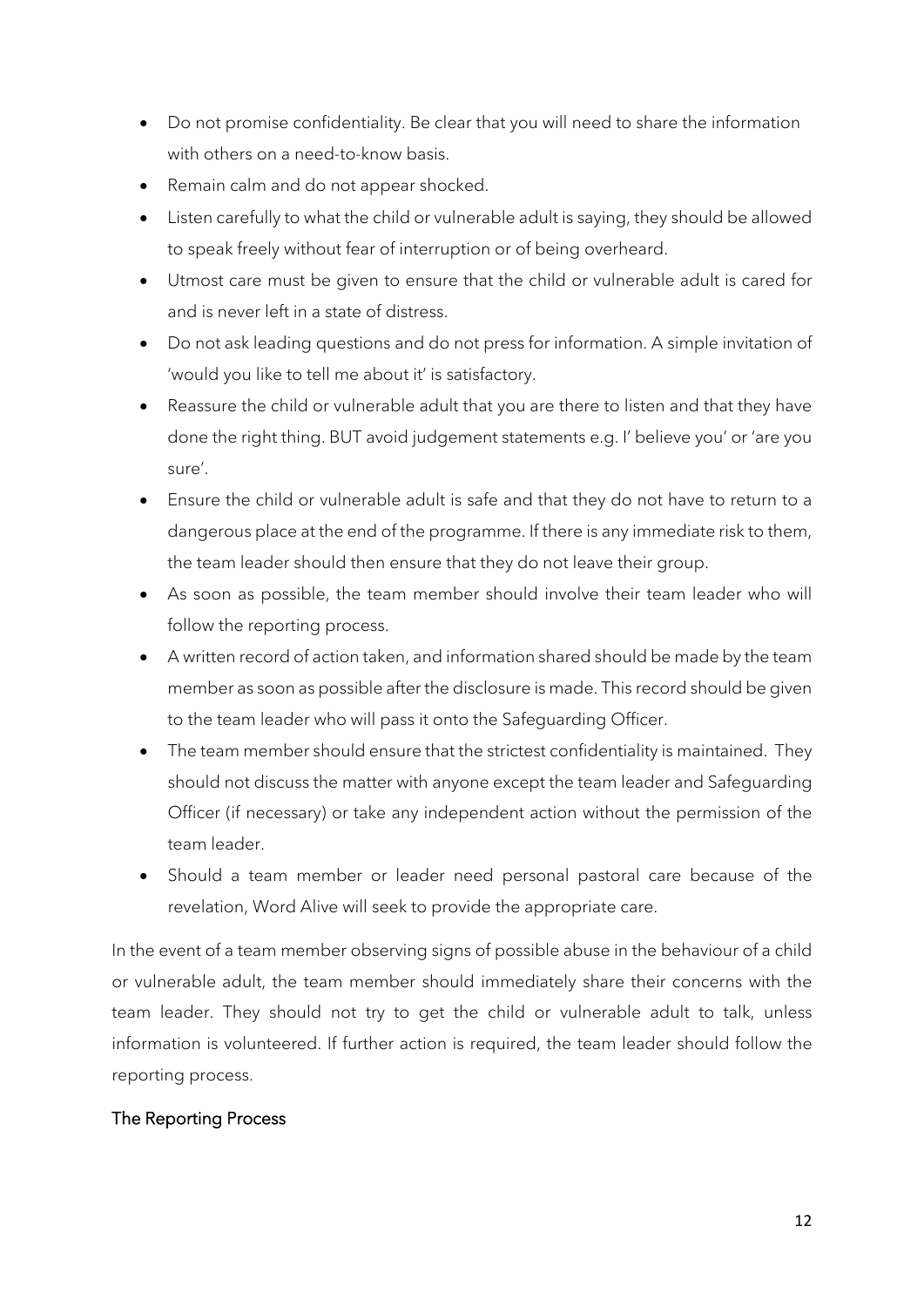- Do not promise confidentiality. Be clear that you will need to share the information with others on a need-to-know basis.
- Remain calm and do not appear shocked.
- Listen carefully to what the child or vulnerable adult is saying, they should be allowed to speak freely without fear of interruption or of being overheard.
- Utmost care must be given to ensure that the child or vulnerable adult is cared for and is never left in a state of distress.
- Do not ask leading questions and do not press for information. A simple invitation of 'would you like to tell me about it' is satisfactory.
- Reassure the child or vulnerable adult that you are there to listen and that they have done the right thing. BUT avoid judgement statements e.g. I' believe you' or 'are you sure'.
- Ensure the child or vulnerable adult is safe and that they do not have to return to a dangerous place at the end of the programme. If there is any immediate risk to them, the team leader should then ensure that they do not leave their group.
- As soon as possible, the team member should involve their team leader who will follow the reporting process.
- A written record of action taken, and information shared should be made by the team member as soon as possible after the disclosure is made. This record should be given to the team leader who will pass it onto the Safeguarding Officer.
- The team member should ensure that the strictest confidentiality is maintained. They should not discuss the matter with anyone except the team leader and Safeguarding Officer (if necessary) or take any independent action without the permission of the team leader.
- Should a team member or leader need personal pastoral care because of the revelation, Word Alive will seek to provide the appropriate care.

In the event of a team member observing signs of possible abuse in the behaviour of a child or vulnerable adult, the team member should immediately share their concerns with the team leader. They should not try to get the child or vulnerable adult to talk, unless information is volunteered. If further action is required, the team leader should follow the reporting process.

### The Reporting Process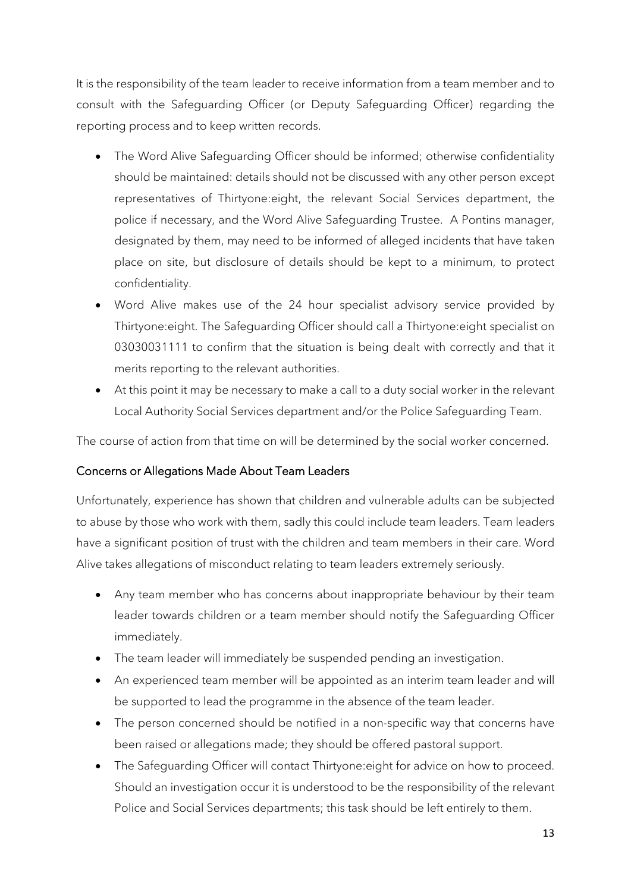It is the responsibility of the team leader to receive information from a team member and to consult with the Safeguarding Officer (or Deputy Safeguarding Officer) regarding the reporting process and to keep written records.

- The Word Alive Safeguarding Officer should be informed; otherwise confidentiality should be maintained: details should not be discussed with any other person except representatives of Thirtyone:eight, the relevant Social Services department, the police if necessary, and the Word Alive Safeguarding Trustee. A Pontins manager, designated by them, may need to be informed of alleged incidents that have taken place on site, but disclosure of details should be kept to a minimum, to protect confidentiality.
- Word Alive makes use of the 24 hour specialist advisory service provided by Thirtyone:eight. The Safeguarding Officer should call a Thirtyone:eight specialist on 03030031111 to confirm that the situation is being dealt with correctly and that it merits reporting to the relevant authorities.
- At this point it may be necessary to make a call to a duty social worker in the relevant Local Authority Social Services department and/or the Police Safeguarding Team.

The course of action from that time on will be determined by the social worker concerned.

### Concerns or Allegations Made About Team Leaders

Unfortunately, experience has shown that children and vulnerable adults can be subjected to abuse by those who work with them, sadly this could include team leaders. Team leaders have a significant position of trust with the children and team members in their care. Word Alive takes allegations of misconduct relating to team leaders extremely seriously.

- Any team member who has concerns about inappropriate behaviour by their team leader towards children or a team member should notify the Safeguarding Officer immediately.
- The team leader will immediately be suspended pending an investigation.
- An experienced team member will be appointed as an interim team leader and will be supported to lead the programme in the absence of the team leader.
- The person concerned should be notified in a non-specific way that concerns have been raised or allegations made; they should be offered pastoral support.
- The Safeguarding Officer will contact Thirtyone:eight for advice on how to proceed. Should an investigation occur it is understood to be the responsibility of the relevant Police and Social Services departments; this task should be left entirely to them.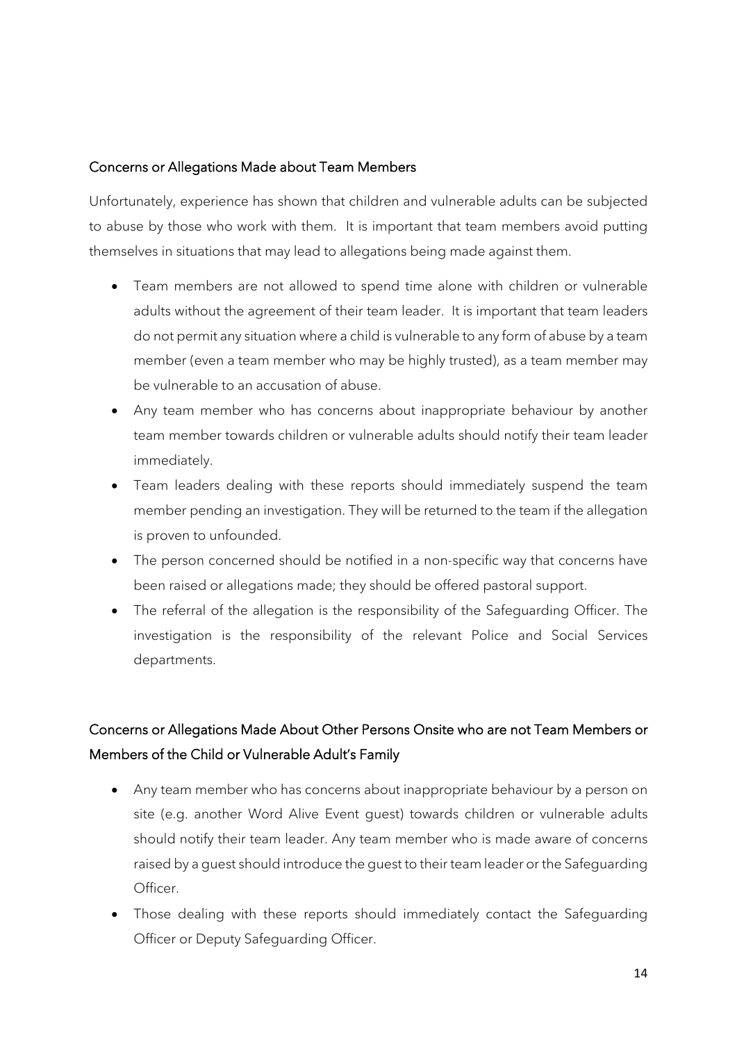## Concerns or Allegations Made about Team Members

Unfortunately, experience has shown that children and vulnerable adults can be subjected to abuse by those who work with them. It is important that team members avoid putting themselves in situations that may lead to allegations being made against them.

- Team members are not allowed to spend time alone with children or vulnerable adults without the agreement of their team leader. It is important that team leaders do not permit any situation where a child is vulnerable to any form of abuse by a team member (even a team member who may be highly trusted), as a team member may be vulnerable to an accusation of abuse.
- Any team member who has concerns about inappropriate behaviour by another team member towards children or vulnerable adults should notify their team leader immediately.
- Team leaders dealing with these reports should immediately suspend the team member pending an investigation. They will be returned to the team if the allegation is proven to unfounded.
- The person concerned should be notified in a non-specific way that concerns have been raised or allegations made; they should be offered pastoral support.
- The referral of the allegation is the responsibility of the Safeguarding Officer. The investigation is the responsibility of the relevant Police and Social Services departments.

## Concerns or Allegations Made About Other Persons Onsite who are not Team Members or Members of the Child or Vulnerable Adult's Family

- Any team member who has concerns about inappropriate behaviour by a person on site (e.g. another Word Alive Event guest) towards children or vulnerable adults should notify their team leader. Any team member who is made aware of concerns raised by a guest should introduce the guest to their team leader or the Safeguarding Officer.
- Those dealing with these reports should immediately contact the Safeguarding Officer or Deputy Safeguarding Officer.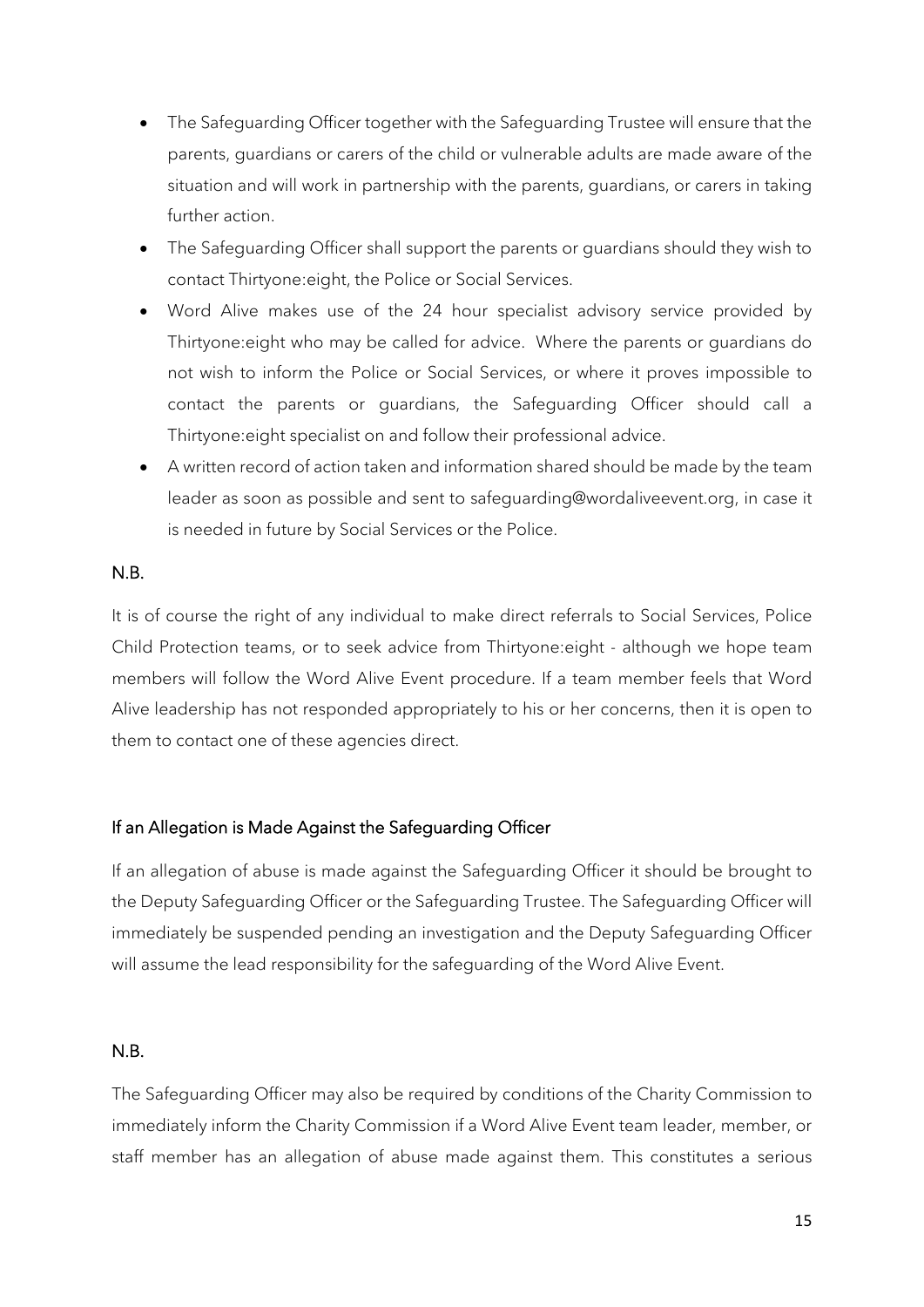- The Safeguarding Officer together with the Safeguarding Trustee will ensure that the parents, guardians or carers of the child or vulnerable adults are made aware of the situation and will work in partnership with the parents, guardians, or carers in taking further action.
- The Safeguarding Officer shall support the parents or guardians should they wish to contact Thirtyone:eight, the Police or Social Services.
- Word Alive makes use of the 24 hour specialist advisory service provided by Thirtyone:eight who may be called for advice. Where the parents or guardians do not wish to inform the Police or Social Services, or where it proves impossible to contact the parents or guardians, the Safeguarding Officer should call a Thirtyone:eight specialist on and follow their professional advice.
- A written record of action taken and information shared should be made by the team leader as soon as possible and sent to safeguarding@wordaliveevent.org, in case it is needed in future by Social Services or the Police.

N.B.

It is of course the right of any individual to make direct referrals to Social Services, Police Child Protection teams, or to seek advice from Thirtyone:eight - although we hope team members will follow the Word Alive Event procedure. If a team member feels that Word Alive leadership has not responded appropriately to his or her concerns, then it is open to them to contact one of these agencies direct.

### If an Allegation is Made Against the Safeguarding Officer

If an allegation of abuse is made against the Safeguarding Officer it should be brought to the Deputy Safeguarding Officer or the Safeguarding Trustee. The Safeguarding Officer will immediately be suspended pending an investigation and the Deputy Safeguarding Officer will assume the lead responsibility for the safeguarding of the Word Alive Event.

N.B.

The Safeguarding Officer may also be required by conditions of the Charity Commission to immediately inform the Charity Commission if a Word Alive Event team leader, member, or staff member has an allegation of abuse made against them. This constitutes a serious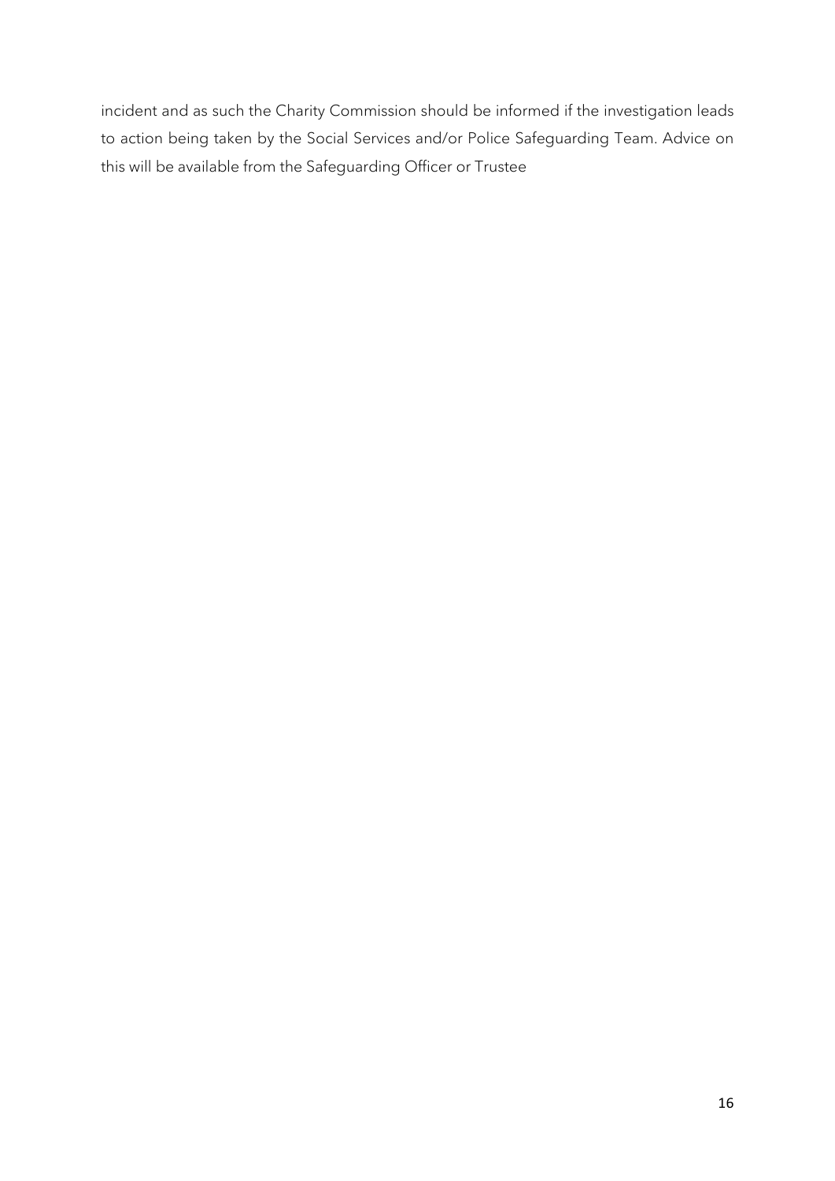incident and as such the Charity Commission should be informed if the investigation leads to action being taken by the Social Services and/or Police Safeguarding Team. Advice on this will be available from the Safeguarding Officer or Trustee